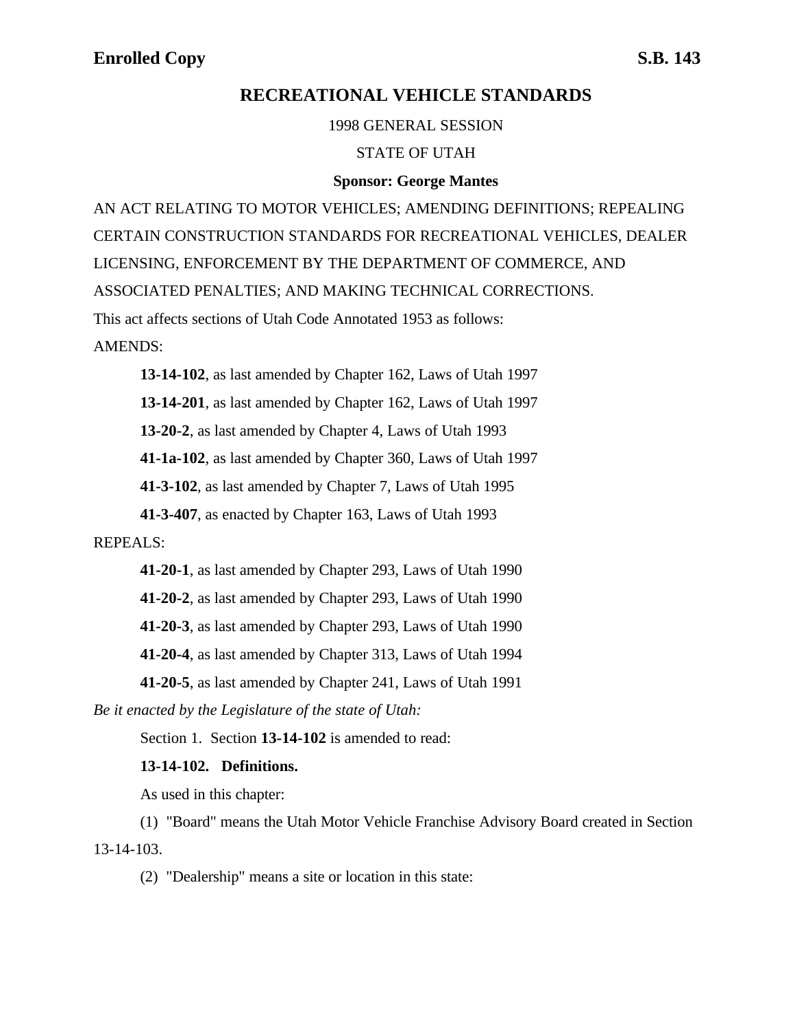**Enrolled Copy** **S.B. 143**

# RECREATIONAL VEHICLE STANDARDS

1998 GENERAL SESSION

STATE OF UTAH

**Sponsor: George Mantes**

AN ACT RELATING TO MOTOR VEHICLES; AMENDING DEFINITIONS; REPEALING CERTAIN CONSTRUCTION STANDARDS FOR RECREATIONAL VEHICLES, DEALER LICENSING, ENFORCEMENT BY THE DEPARTMENT OF COMMERCE, AND ASSOCIATED PENALTIES; AND MAKING TECHNICAL CORRECTIONS.

This act affects sections of Utah Code Annotated 1953 as follows:

AMENDS:

**13-14-102**, as last amended by Chapter 162, Laws of Utah 1997

**13-14-201**, as last amended by Chapter 162, Laws of Utah 1997

**13-20-2**, as last amended by Chapter 4, Laws of Utah 1993

**41-1a-102**, as last amended by Chapter 360, Laws of Utah 1997

**41-3-102**, as last amended by Chapter 7, Laws of Utah 1995

**41-3-407**, as enacted by Chapter 163, Laws of Utah 1993

REPEALS:

**41-20-1**, as last amended by Chapter 293, Laws of Utah 1990

**41-20-2**, as last amended by Chapter 293, Laws of Utah 1990

**41-20-3**, as last amended by Chapter 293, Laws of Utah 1990

**41-20-4**, as last amended by Chapter 313, Laws of Utah 1994

**41-20-5**, as last amended by Chapter 241, Laws of Utah 1991

*Be it enacted by the Legislature of the state of Utah:*

Section 1. Section **13-14-102** is amended to read:

**13-14-102. Definitions.**

As used in this chapter:

(1) "Board" means the Utah Motor Vehicle Franchise Advisory Board created in Section 13-14-103.

(2) "Dealership" means a site or location in this state: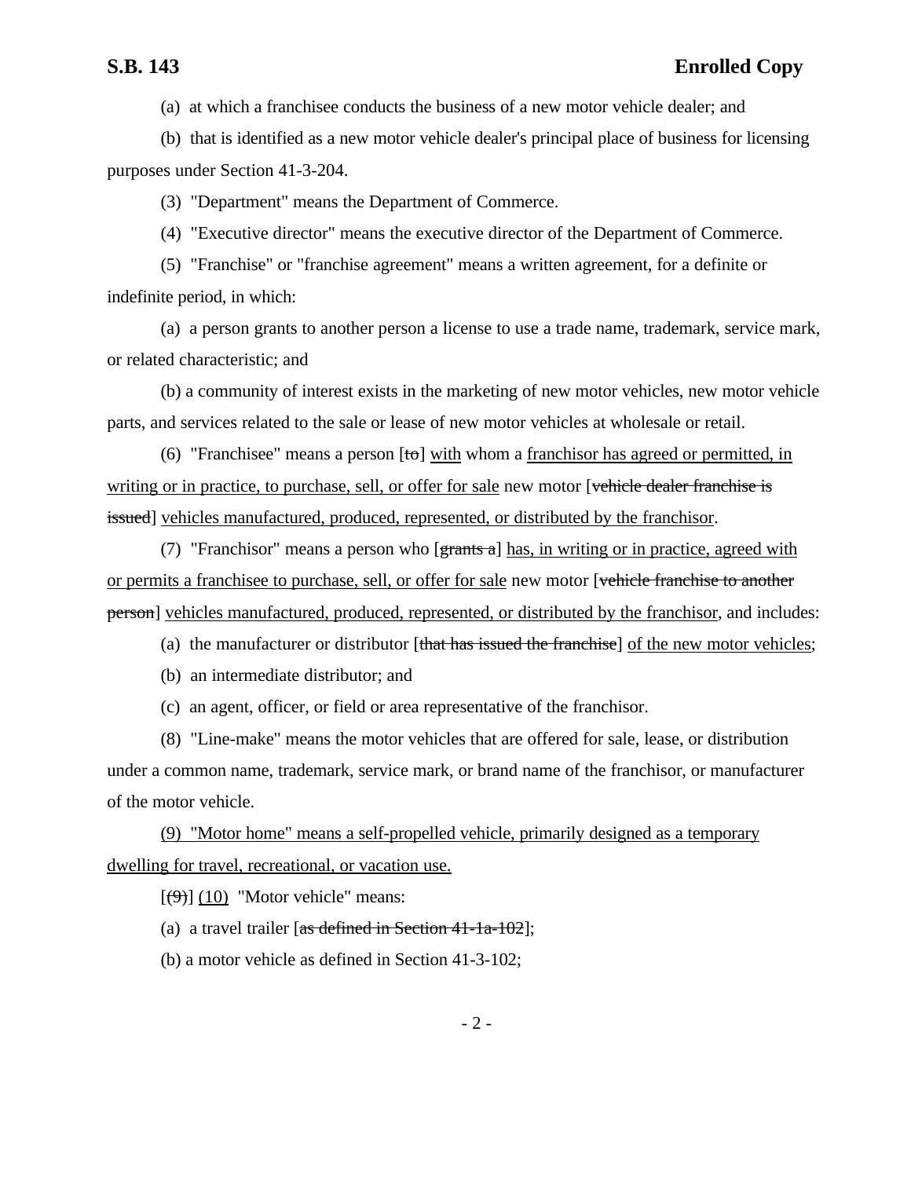(a) at which a franchisee conducts the business of a new motor vehicle dealer; and

(b) that is identified as a new motor vehicle dealer's principal place of business for licensing purposes under Section 41-3-204.

(3) "Department" means the Department of Commerce.

(4) "Executive director" means the executive director of the Department of Commerce.

(5) "Franchise" or "franchise agreement" means a written agreement, for a definite or indefinite period, in which:

(a) a person grants to another person a license to use a trade name, trademark, service mark, or related characteristic; and

(b) a community of interest exists in the marketing of new motor vehicles, new motor vehicle parts, and services related to the sale or lease of new motor vehicles at wholesale or retail.

(6) "Franchisee" means a person [~~to~~] <u>with</u> whom a <u>franchisor has agreed or permitted, in writing or in practice, to purchase, sell, or offer for sale</u> new motor [~~vehicle dealer franchise is issued~~] <u>vehicles manufactured, produced, represented, or distributed by the franchisor</u>.

(7) "Franchisor" means a person who [~~grants a~~] <u>has, in writing or in practice, agreed with or permits a franchisee to purchase, sell, or offer for sale</u> new motor [~~vehicle franchise to another person~~] <u>vehicles manufactured, produced, represented, or distributed by the franchisor</u>, and includes:

(a) the manufacturer or distributor [~~that has issued the franchise~~] <u>of the new motor vehicles</u>;

(b) an intermediate distributor; and

(c) an agent, officer, or field or area representative of the franchisor.

(8) "Line-make" means the motor vehicles that are offered for sale, lease, or distribution under a common name, trademark, service mark, or brand name of the franchisor, or manufacturer of the motor vehicle.

<u>(9) "Motor home" means a self-propelled vehicle, primarily designed as a temporary dwelling for travel, recreational, or vacation use.</u>

[~~(9)~~] <u>(10)</u> "Motor vehicle" means:

(a) a travel trailer [~~as defined in Section 41-1a-102~~];

(b) a motor vehicle as defined in Section 41-3-102;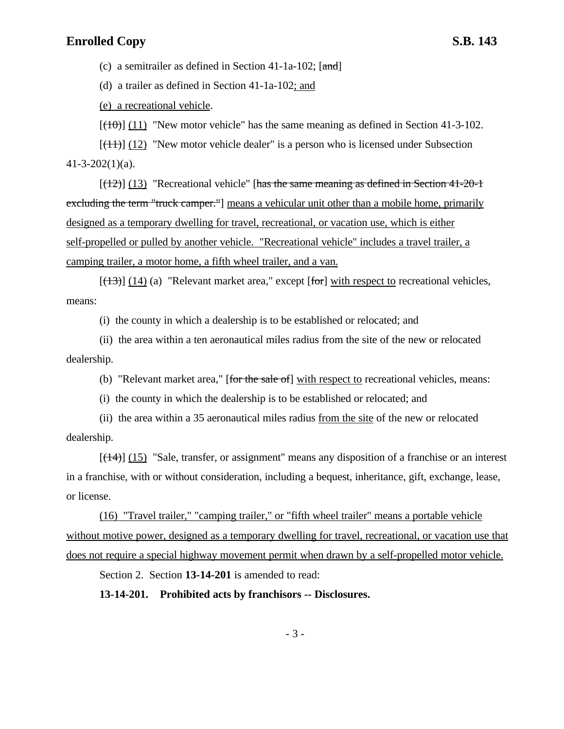(c) a semitrailer as defined in Section 41-1a-102; [~~and~~]

(d) a trailer as defined in Section 41-1a-102<u>; and</u>

<u>(e) a recreational vehicle</u>.

[~~(10)~~] <u>(11)</u> "New motor vehicle" has the same meaning as defined in Section 41-3-102.

[~~(11)~~] <u>(12)</u> "New motor vehicle dealer" is a person who is licensed under Subsection 41-3-202(1)(a).

[~~(12)~~] <u>(13)</u> "Recreational vehicle" [~~has the same meaning as defined in Section 41-20-1 excluding the term "truck camper."~~] <u>means a vehicular unit other than a mobile home, primarily designed as a temporary dwelling for travel, recreational, or vacation use, which is either self-propelled or pulled by another vehicle. "Recreational vehicle" includes a travel trailer, a camping trailer, a motor home, a fifth wheel trailer, and a van.</u>

[~~(13)~~] <u>(14)</u> (a) "Relevant market area," except [~~for~~] <u>with respect to</u> recreational vehicles, means:

(i) the county in which a dealership is to be established or relocated; and

(ii) the area within a ten aeronautical miles radius from the site of the new or relocated dealership.

(b) "Relevant market area," [~~for the sale of~~] <u>with respect to</u> recreational vehicles, means:

(i) the county in which the dealership is to be established or relocated; and

(ii) the area within a 35 aeronautical miles radius <u>from the site</u> of the new or relocated dealership.

[~~(14)~~] <u>(15)</u> "Sale, transfer, or assignment" means any disposition of a franchise or an interest in a franchise, with or without consideration, including a bequest, inheritance, gift, exchange, lease, or license.

<u>(16) "Travel trailer," "camping trailer," or "fifth wheel trailer" means a portable vehicle without motive power, designed as a temporary dwelling for travel, recreational, or vacation use that does not require a special highway movement permit when drawn by a self-propelled motor vehicle.</u>

Section 2. Section **13-14-201** is amended to read:

**13-14-201. Prohibited acts by franchisors -- Disclosures.**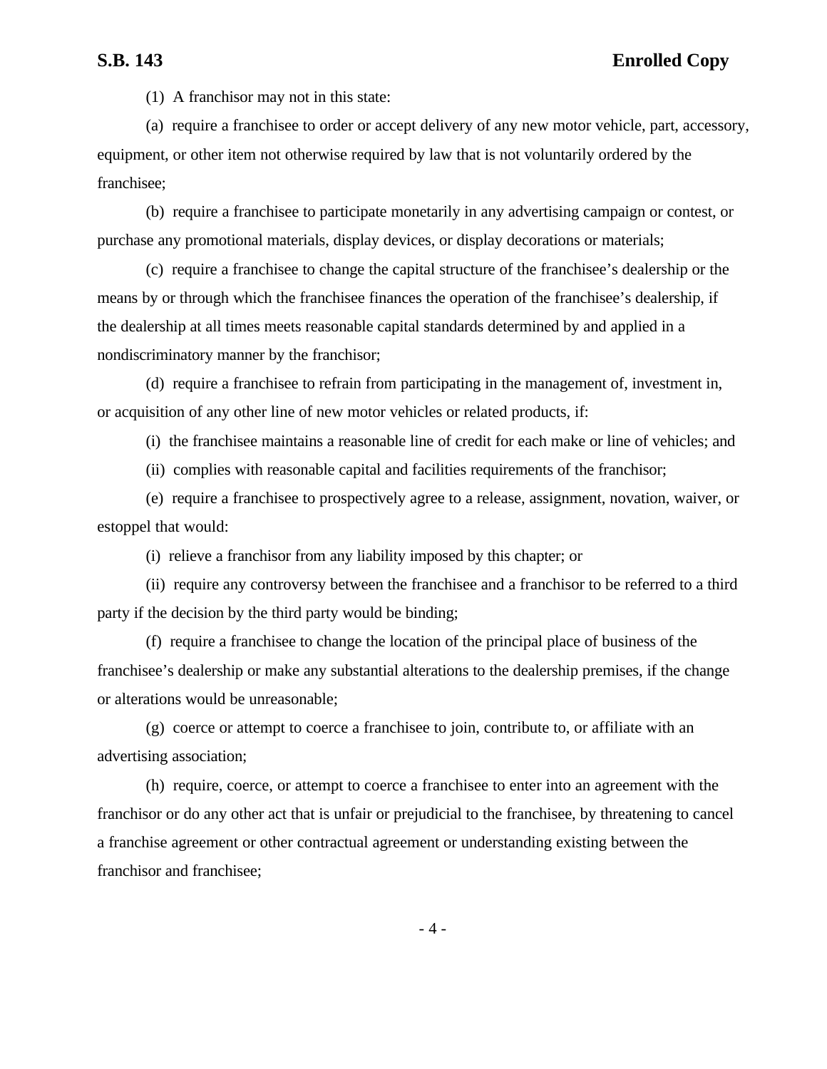(1) A franchisor may not in this state:

(a) require a franchisee to order or accept delivery of any new motor vehicle, part, accessory, equipment, or other item not otherwise required by law that is not voluntarily ordered by the franchisee;

(b) require a franchisee to participate monetarily in any advertising campaign or contest, or purchase any promotional materials, display devices, or display decorations or materials;

(c) require a franchisee to change the capital structure of the franchisee's dealership or the means by or through which the franchisee finances the operation of the franchisee's dealership, if the dealership at all times meets reasonable capital standards determined by and applied in a nondiscriminatory manner by the franchisor;

(d) require a franchisee to refrain from participating in the management of, investment in, or acquisition of any other line of new motor vehicles or related products, if:

(i) the franchisee maintains a reasonable line of credit for each make or line of vehicles; and

(ii) complies with reasonable capital and facilities requirements of the franchisor;

(e) require a franchisee to prospectively agree to a release, assignment, novation, waiver, or estoppel that would:

(i) relieve a franchisor from any liability imposed by this chapter; or

(ii) require any controversy between the franchisee and a franchisor to be referred to a third party if the decision by the third party would be binding;

(f) require a franchisee to change the location of the principal place of business of the franchisee's dealership or make any substantial alterations to the dealership premises, if the change or alterations would be unreasonable;

(g) coerce or attempt to coerce a franchisee to join, contribute to, or affiliate with an advertising association;

(h) require, coerce, or attempt to coerce a franchisee to enter into an agreement with the franchisor or do any other act that is unfair or prejudicial to the franchisee, by threatening to cancel a franchise agreement or other contractual agreement or understanding existing between the franchisor and franchisee;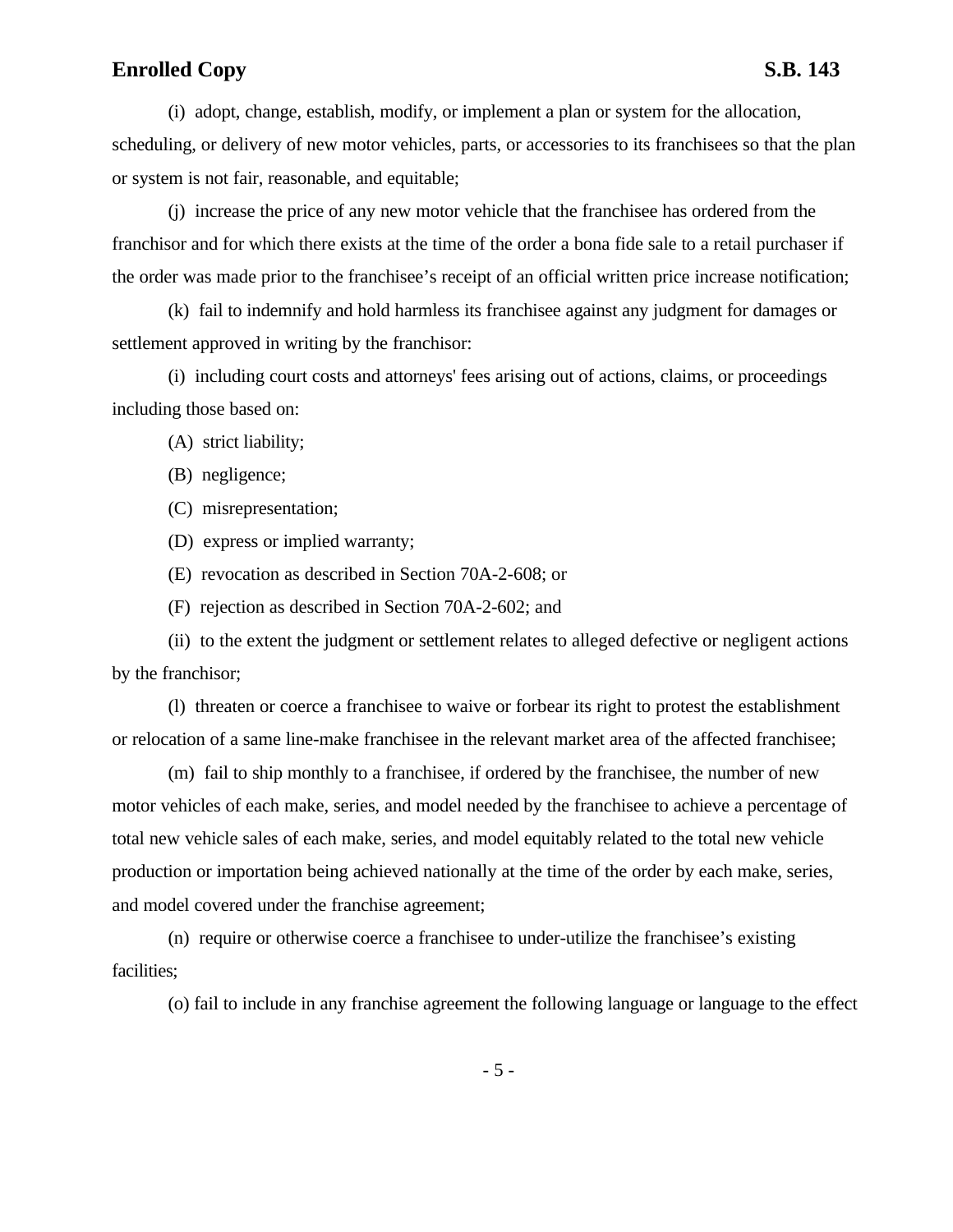(i) adopt, change, establish, modify, or implement a plan or system for the allocation, scheduling, or delivery of new motor vehicles, parts, or accessories to its franchisees so that the plan or system is not fair, reasonable, and equitable;

(j) increase the price of any new motor vehicle that the franchisee has ordered from the franchisor and for which there exists at the time of the order a bona fide sale to a retail purchaser if the order was made prior to the franchisee's receipt of an official written price increase notification;

(k) fail to indemnify and hold harmless its franchisee against any judgment for damages or settlement approved in writing by the franchisor:

(i) including court costs and attorneys' fees arising out of actions, claims, or proceedings including those based on:

(A) strict liability;

(B) negligence;

(C) misrepresentation;

(D) express or implied warranty;

(E) revocation as described in Section 70A-2-608; or

(F) rejection as described in Section 70A-2-602; and

(ii) to the extent the judgment or settlement relates to alleged defective or negligent actions by the franchisor;

(l) threaten or coerce a franchisee to waive or forbear its right to protest the establishment or relocation of a same line-make franchisee in the relevant market area of the affected franchisee;

(m) fail to ship monthly to a franchisee, if ordered by the franchisee, the number of new motor vehicles of each make, series, and model needed by the franchisee to achieve a percentage of total new vehicle sales of each make, series, and model equitably related to the total new vehicle production or importation being achieved nationally at the time of the order by each make, series, and model covered under the franchise agreement;

(n) require or otherwise coerce a franchisee to under-utilize the franchisee's existing facilities;

(o) fail to include in any franchise agreement the following language or language to the effect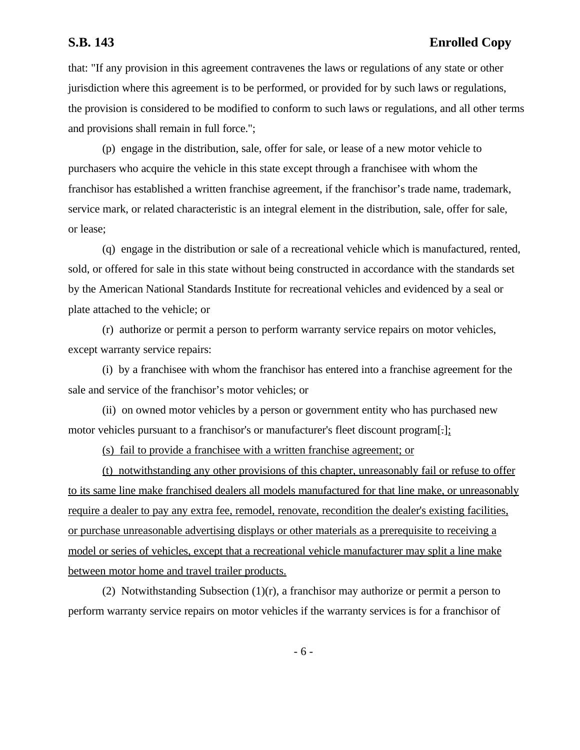that: "If any provision in this agreement contravenes the laws or regulations of any state or other jurisdiction where this agreement is to be performed, or provided for by such laws or regulations, the provision is considered to be modified to conform to such laws or regulations, and all other terms and provisions shall remain in full force.";

(p) engage in the distribution, sale, offer for sale, or lease of a new motor vehicle to purchasers who acquire the vehicle in this state except through a franchisee with whom the franchisor has established a written franchise agreement, if the franchisor's trade name, trademark, service mark, or related characteristic is an integral element in the distribution, sale, offer for sale, or lease;

(q) engage in the distribution or sale of a recreational vehicle which is manufactured, rented, sold, or offered for sale in this state without being constructed in accordance with the standards set by the American National Standards Institute for recreational vehicles and evidenced by a seal or plate attached to the vehicle; or

(r) authorize or permit a person to perform warranty service repairs on motor vehicles, except warranty service repairs:

(i) by a franchisee with whom the franchisor has entered into a franchise agreement for the sale and service of the franchisor's motor vehicles; or

(ii) on owned motor vehicles by a person or government entity who has purchased new motor vehicles pursuant to a franchisor's or manufacturer's fleet discount program[.];

(s) fail to provide a franchisee with a written franchise agreement; or

(t) notwithstanding any other provisions of this chapter, unreasonably fail or refuse to offer to its same line make franchised dealers all models manufactured for that line make, or unreasonably require a dealer to pay any extra fee, remodel, renovate, recondition the dealer's existing facilities, or purchase unreasonable advertising displays or other materials as a prerequisite to receiving a model or series of vehicles, except that a recreational vehicle manufacturer may split a line make between motor home and travel trailer products.

(2) Notwithstanding Subsection (1)(r), a franchisor may authorize or permit a person to perform warranty service repairs on motor vehicles if the warranty services is for a franchisor of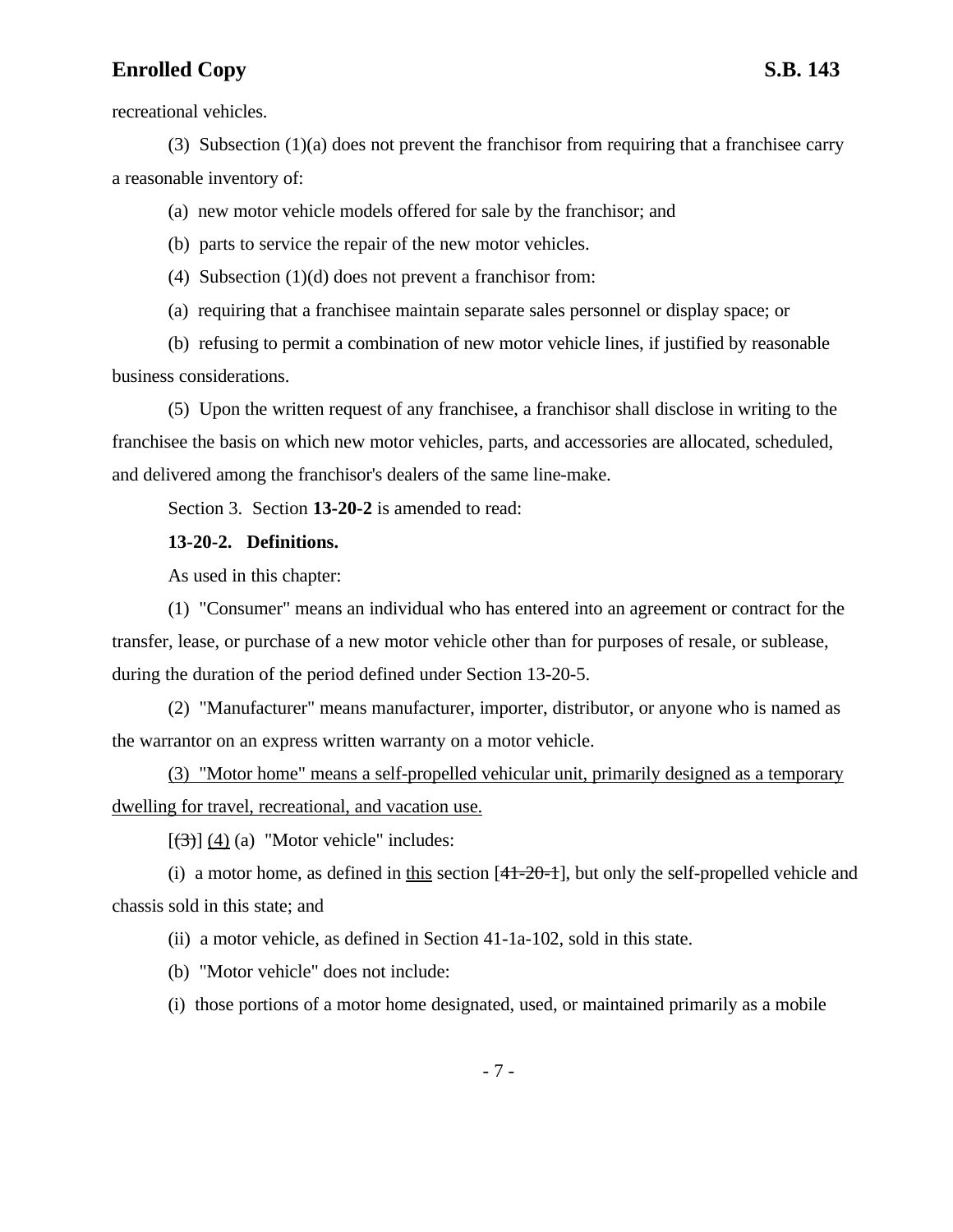recreational vehicles.

(3) Subsection (1)(a) does not prevent the franchisor from requiring that a franchisee carry a reasonable inventory of:

(a) new motor vehicle models offered for sale by the franchisor; and

(b) parts to service the repair of the new motor vehicles.

(4) Subsection (1)(d) does not prevent a franchisor from:

(a) requiring that a franchisee maintain separate sales personnel or display space; or

(b) refusing to permit a combination of new motor vehicle lines, if justified by reasonable business considerations.

(5) Upon the written request of any franchisee, a franchisor shall disclose in writing to the franchisee the basis on which new motor vehicles, parts, and accessories are allocated, scheduled, and delivered among the franchisor's dealers of the same line-make.

Section 3. Section **13-20-2** is amended to read:

**13-20-2. Definitions.**

As used in this chapter:

(1) "Consumer" means an individual who has entered into an agreement or contract for the transfer, lease, or purchase of a new motor vehicle other than for purposes of resale, or sublease, during the duration of the period defined under Section 13-20-5.

(2) "Manufacturer" means manufacturer, importer, distributor, or anyone who is named as the warrantor on an express written warranty on a motor vehicle.

<u>(3) "Motor home" means a self-propelled vehicular unit, primarily designed as a temporary dwelling for travel, recreational, and vacation use.</u>

[~~(3)~~] <u>(4)</u> (a) "Motor vehicle" includes:

(i) a motor home, as defined in <u>this</u> section [~~41-20-1~~], but only the self-propelled vehicle and chassis sold in this state; and

(ii) a motor vehicle, as defined in Section 41-1a-102, sold in this state.

(b) "Motor vehicle" does not include:

(i) those portions of a motor home designated, used, or maintained primarily as a mobile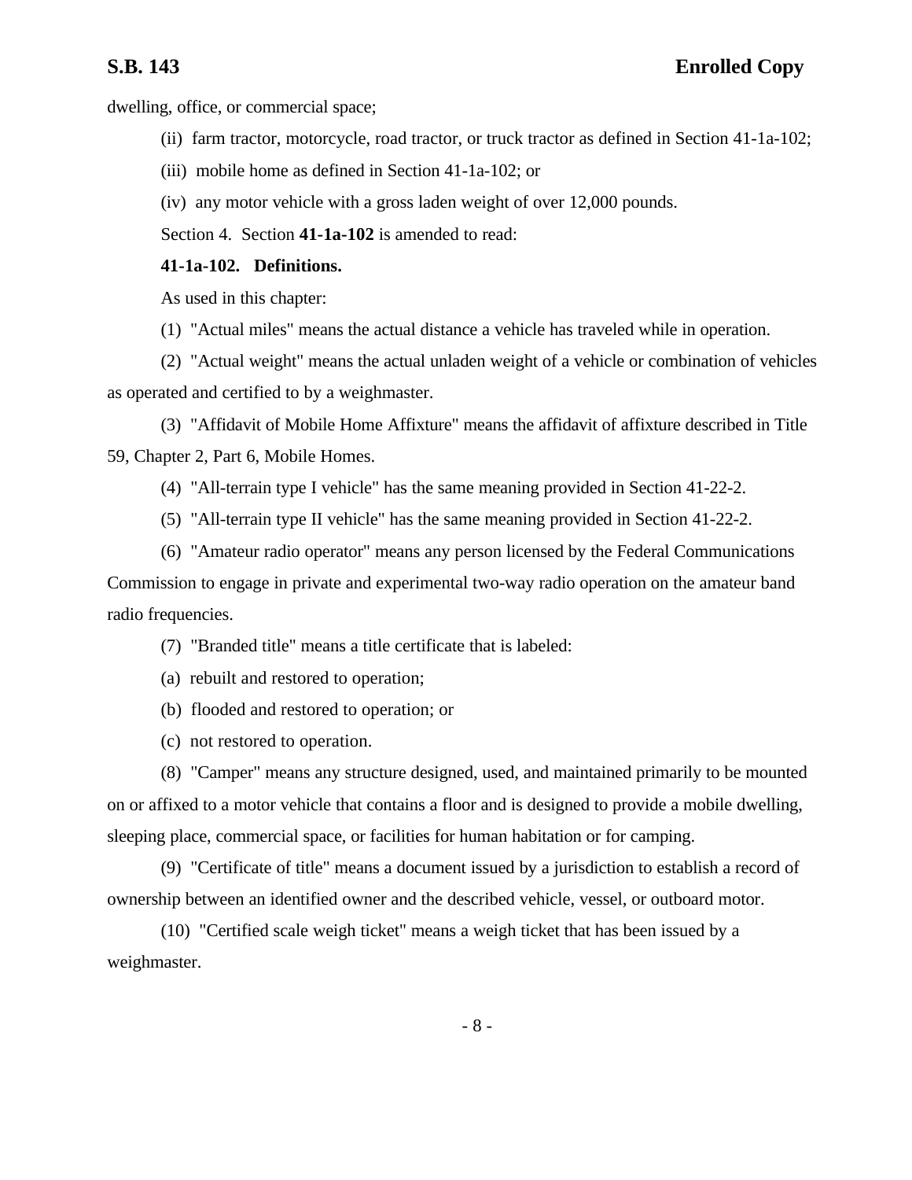dwelling, office, or commercial space;

(ii) farm tractor, motorcycle, road tractor, or truck tractor as defined in Section 41-1a-102;

(iii) mobile home as defined in Section 41-1a-102; or

(iv) any motor vehicle with a gross laden weight of over 12,000 pounds.

Section 4. Section **41-1a-102** is amended to read:

**41-1a-102. Definitions.**

As used in this chapter:

(1) "Actual miles" means the actual distance a vehicle has traveled while in operation.

(2) "Actual weight" means the actual unladen weight of a vehicle or combination of vehicles as operated and certified to by a weighmaster.

(3) "Affidavit of Mobile Home Affixture" means the affidavit of affixture described in Title 59, Chapter 2, Part 6, Mobile Homes.

(4) "All-terrain type I vehicle" has the same meaning provided in Section 41-22-2.

(5) "All-terrain type II vehicle" has the same meaning provided in Section 41-22-2.

(6) "Amateur radio operator" means any person licensed by the Federal Communications Commission to engage in private and experimental two-way radio operation on the amateur band radio frequencies.

(7) "Branded title" means a title certificate that is labeled:

(a) rebuilt and restored to operation;

(b) flooded and restored to operation; or

(c) not restored to operation.

(8) "Camper" means any structure designed, used, and maintained primarily to be mounted on or affixed to a motor vehicle that contains a floor and is designed to provide a mobile dwelling, sleeping place, commercial space, or facilities for human habitation or for camping.

(9) "Certificate of title" means a document issued by a jurisdiction to establish a record of ownership between an identified owner and the described vehicle, vessel, or outboard motor.

(10) "Certified scale weigh ticket" means a weigh ticket that has been issued by a weighmaster.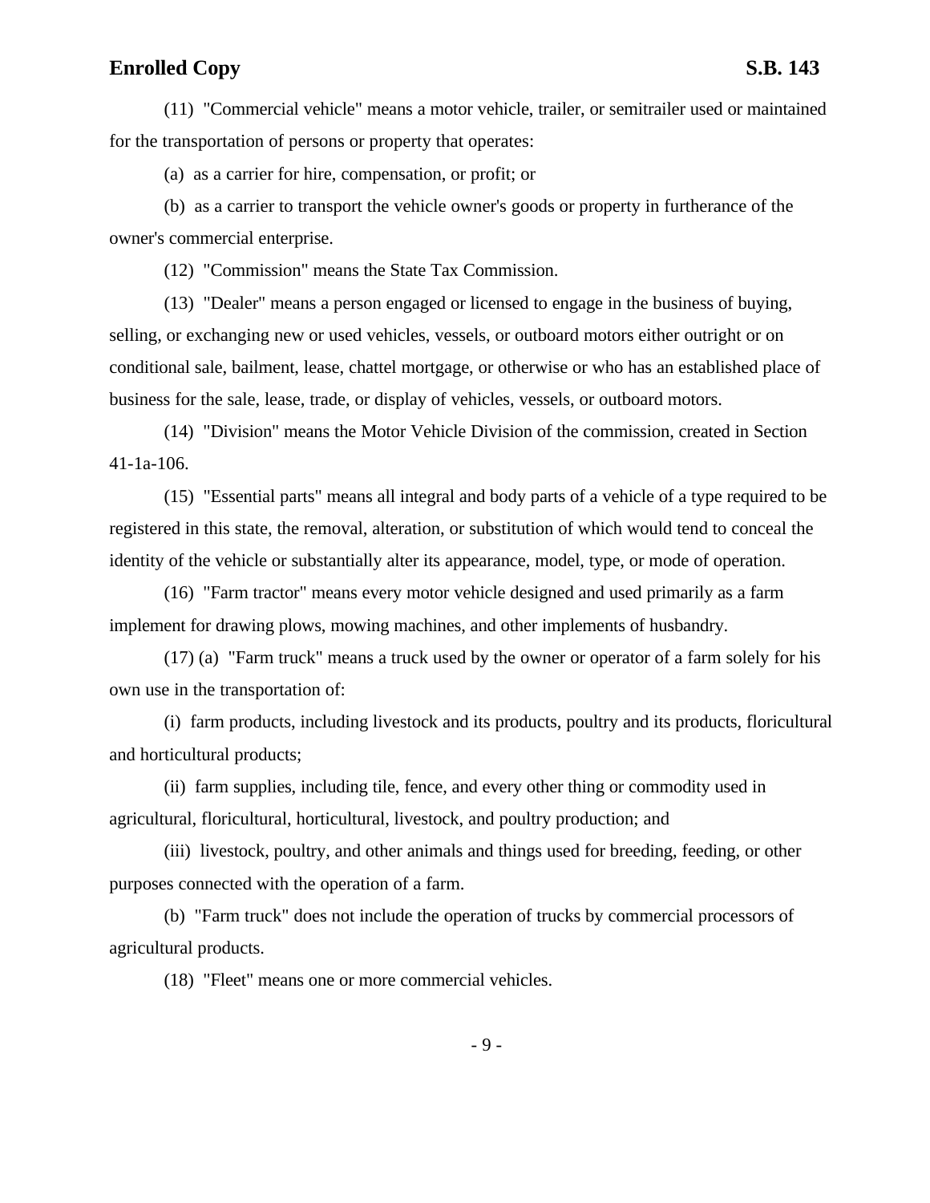(11) "Commercial vehicle" means a motor vehicle, trailer, or semitrailer used or maintained for the transportation of persons or property that operates:

(a) as a carrier for hire, compensation, or profit; or

(b) as a carrier to transport the vehicle owner's goods or property in furtherance of the owner's commercial enterprise.

(12) "Commission" means the State Tax Commission.

(13) "Dealer" means a person engaged or licensed to engage in the business of buying, selling, or exchanging new or used vehicles, vessels, or outboard motors either outright or on conditional sale, bailment, lease, chattel mortgage, or otherwise or who has an established place of business for the sale, lease, trade, or display of vehicles, vessels, or outboard motors.

(14) "Division" means the Motor Vehicle Division of the commission, created in Section 41-1a-106.

(15) "Essential parts" means all integral and body parts of a vehicle of a type required to be registered in this state, the removal, alteration, or substitution of which would tend to conceal the identity of the vehicle or substantially alter its appearance, model, type, or mode of operation.

(16) "Farm tractor" means every motor vehicle designed and used primarily as a farm implement for drawing plows, mowing machines, and other implements of husbandry.

(17) (a) "Farm truck" means a truck used by the owner or operator of a farm solely for his own use in the transportation of:

(i) farm products, including livestock and its products, poultry and its products, floricultural and horticultural products;

(ii) farm supplies, including tile, fence, and every other thing or commodity used in agricultural, floricultural, horticultural, livestock, and poultry production; and

(iii) livestock, poultry, and other animals and things used for breeding, feeding, or other purposes connected with the operation of a farm.

(b) "Farm truck" does not include the operation of trucks by commercial processors of agricultural products.

(18) "Fleet" means one or more commercial vehicles.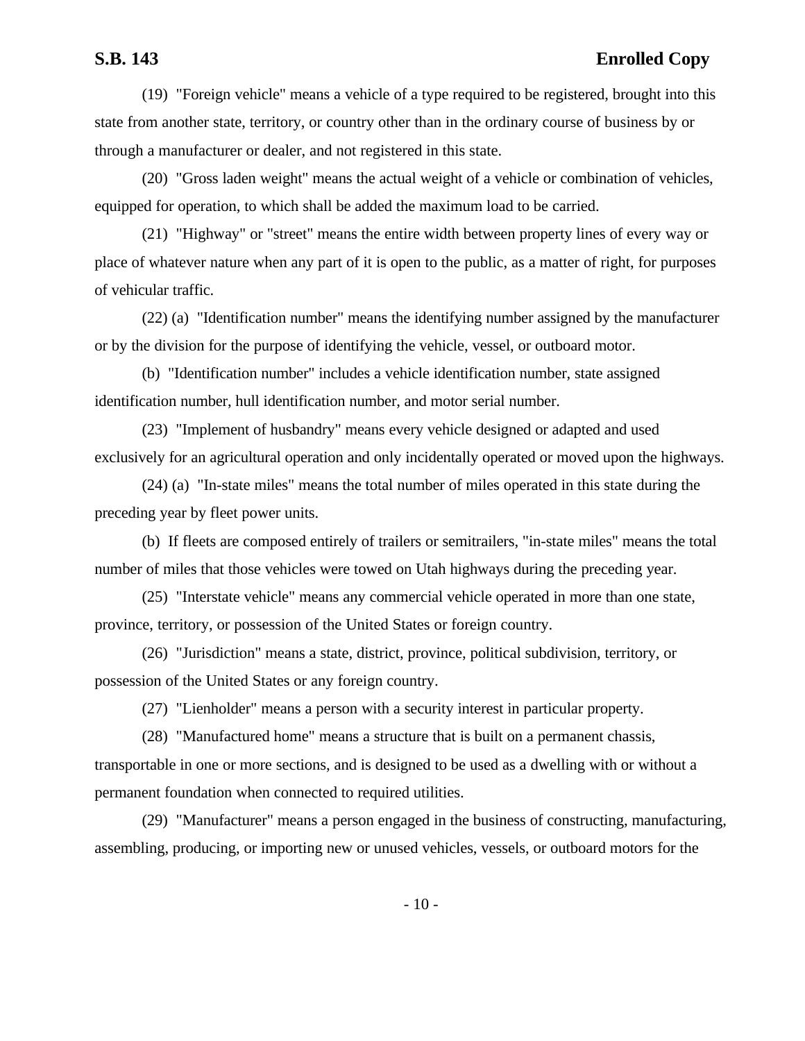(19) "Foreign vehicle" means a vehicle of a type required to be registered, brought into this state from another state, territory, or country other than in the ordinary course of business by or through a manufacturer or dealer, and not registered in this state.

(20) "Gross laden weight" means the actual weight of a vehicle or combination of vehicles, equipped for operation, to which shall be added the maximum load to be carried.

(21) "Highway" or "street" means the entire width between property lines of every way or place of whatever nature when any part of it is open to the public, as a matter of right, for purposes of vehicular traffic.

(22) (a) "Identification number" means the identifying number assigned by the manufacturer or by the division for the purpose of identifying the vehicle, vessel, or outboard motor.

(b) "Identification number" includes a vehicle identification number, state assigned identification number, hull identification number, and motor serial number.

(23) "Implement of husbandry" means every vehicle designed or adapted and used exclusively for an agricultural operation and only incidentally operated or moved upon the highways.

(24) (a) "In-state miles" means the total number of miles operated in this state during the preceding year by fleet power units.

(b) If fleets are composed entirely of trailers or semitrailers, "in-state miles" means the total number of miles that those vehicles were towed on Utah highways during the preceding year.

(25) "Interstate vehicle" means any commercial vehicle operated in more than one state, province, territory, or possession of the United States or foreign country.

(26) "Jurisdiction" means a state, district, province, political subdivision, territory, or possession of the United States or any foreign country.

(27) "Lienholder" means a person with a security interest in particular property.

(28) "Manufactured home" means a structure that is built on a permanent chassis, transportable in one or more sections, and is designed to be used as a dwelling with or without a permanent foundation when connected to required utilities.

(29) "Manufacturer" means a person engaged in the business of constructing, manufacturing, assembling, producing, or importing new or unused vehicles, vessels, or outboard motors for the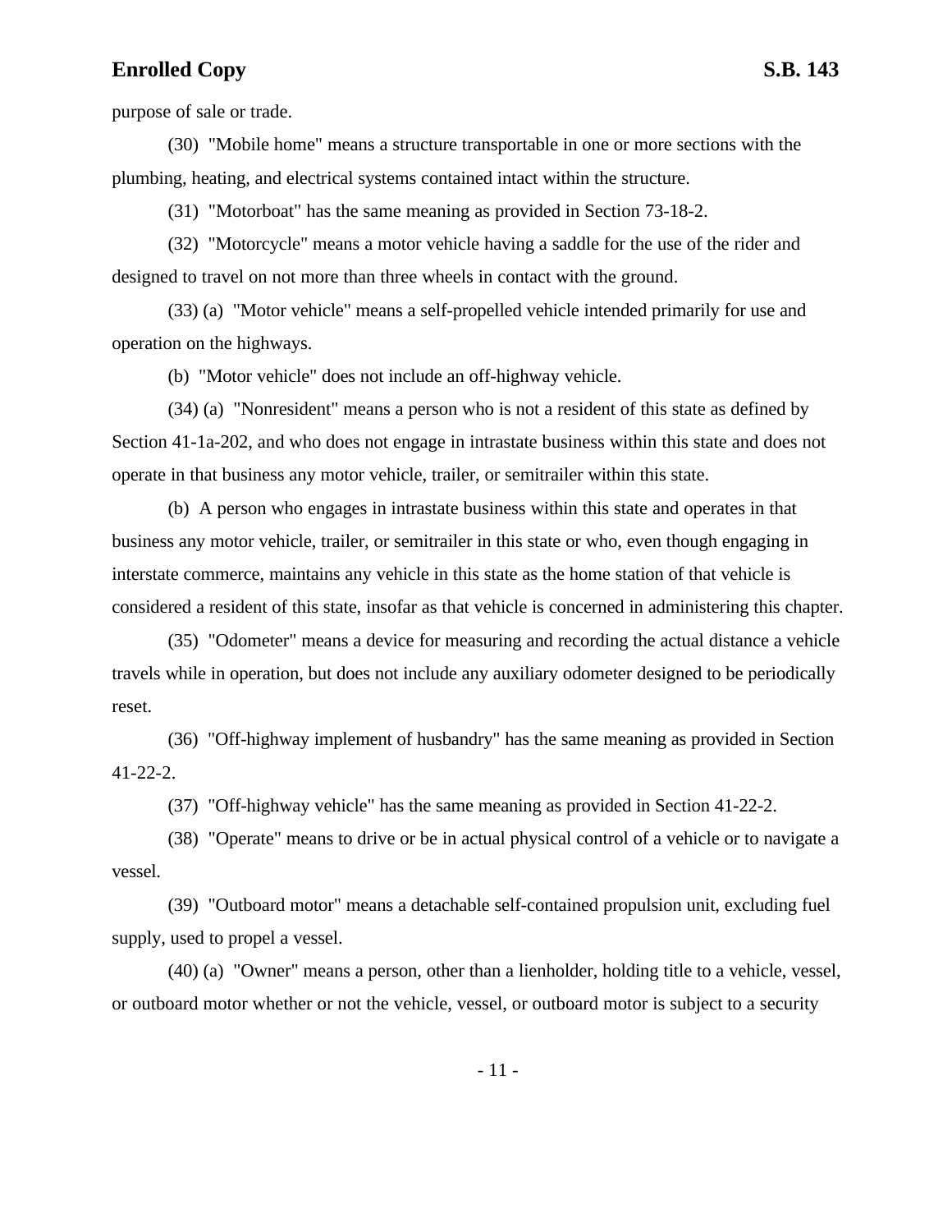purpose of sale or trade.

(30) "Mobile home" means a structure transportable in one or more sections with the plumbing, heating, and electrical systems contained intact within the structure.

(31) "Motorboat" has the same meaning as provided in Section 73-18-2.

(32) "Motorcycle" means a motor vehicle having a saddle for the use of the rider and designed to travel on not more than three wheels in contact with the ground.

(33) (a) "Motor vehicle" means a self-propelled vehicle intended primarily for use and operation on the highways.

(b) "Motor vehicle" does not include an off-highway vehicle.

(34) (a) "Nonresident" means a person who is not a resident of this state as defined by Section 41-1a-202, and who does not engage in intrastate business within this state and does not operate in that business any motor vehicle, trailer, or semitrailer within this state.

(b) A person who engages in intrastate business within this state and operates in that business any motor vehicle, trailer, or semitrailer in this state or who, even though engaging in interstate commerce, maintains any vehicle in this state as the home station of that vehicle is considered a resident of this state, insofar as that vehicle is concerned in administering this chapter.

(35) "Odometer" means a device for measuring and recording the actual distance a vehicle travels while in operation, but does not include any auxiliary odometer designed to be periodically reset.

(36) "Off-highway implement of husbandry" has the same meaning as provided in Section 41-22-2.

(37) "Off-highway vehicle" has the same meaning as provided in Section 41-22-2.

(38) "Operate" means to drive or be in actual physical control of a vehicle or to navigate a vessel.

(39) "Outboard motor" means a detachable self-contained propulsion unit, excluding fuel supply, used to propel a vessel.

(40) (a) "Owner" means a person, other than a lienholder, holding title to a vehicle, vessel, or outboard motor whether or not the vehicle, vessel, or outboard motor is subject to a security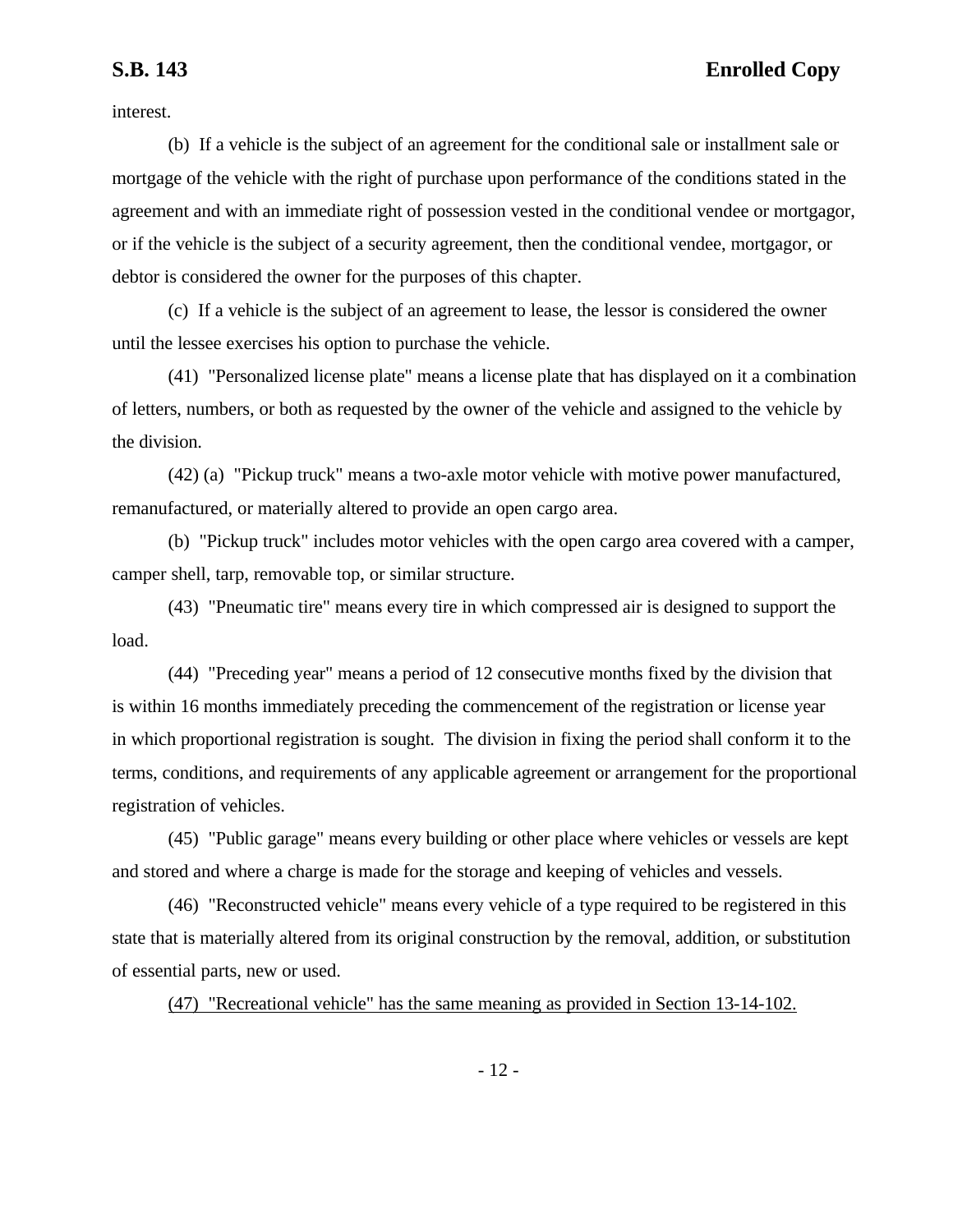interest.

(b) If a vehicle is the subject of an agreement for the conditional sale or installment sale or mortgage of the vehicle with the right of purchase upon performance of the conditions stated in the agreement and with an immediate right of possession vested in the conditional vendee or mortgagor, or if the vehicle is the subject of a security agreement, then the conditional vendee, mortgagor, or debtor is considered the owner for the purposes of this chapter.

(c) If a vehicle is the subject of an agreement to lease, the lessor is considered the owner until the lessee exercises his option to purchase the vehicle.

(41) "Personalized license plate" means a license plate that has displayed on it a combination of letters, numbers, or both as requested by the owner of the vehicle and assigned to the vehicle by the division.

(42) (a) "Pickup truck" means a two-axle motor vehicle with motive power manufactured, remanufactured, or materially altered to provide an open cargo area.

(b) "Pickup truck" includes motor vehicles with the open cargo area covered with a camper, camper shell, tarp, removable top, or similar structure.

(43) "Pneumatic tire" means every tire in which compressed air is designed to support the load.

(44) "Preceding year" means a period of 12 consecutive months fixed by the division that is within 16 months immediately preceding the commencement of the registration or license year in which proportional registration is sought. The division in fixing the period shall conform it to the terms, conditions, and requirements of any applicable agreement or arrangement for the proportional registration of vehicles.

(45) "Public garage" means every building or other place where vehicles or vessels are kept and stored and where a charge is made for the storage and keeping of vehicles and vessels.

(46) "Reconstructed vehicle" means every vehicle of a type required to be registered in this state that is materially altered from its original construction by the removal, addition, or substitution of essential parts, new or used.

<u>(47) "Recreational vehicle" has the same meaning as provided in Section 13-14-102.</u>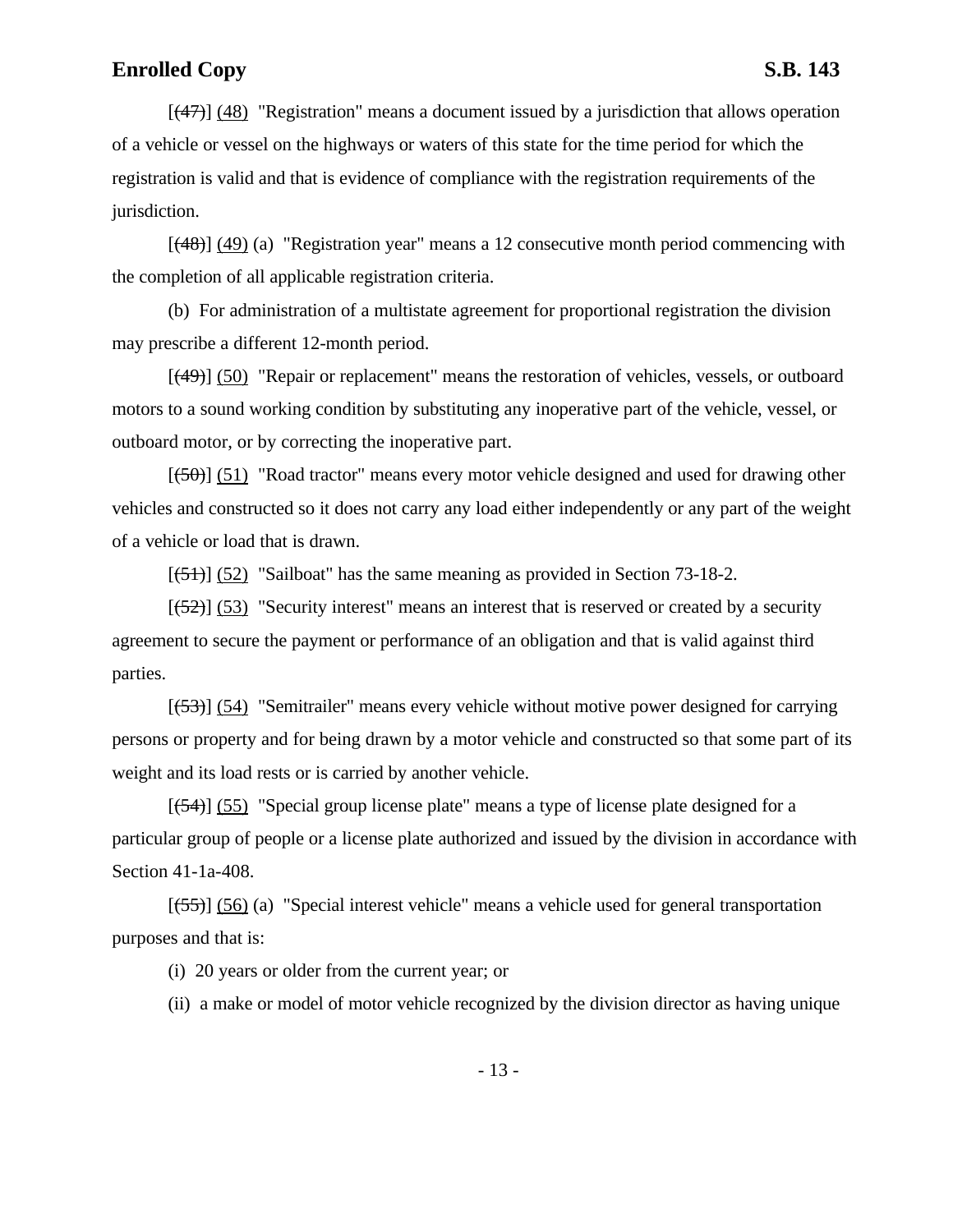[(47)] (48) "Registration" means a document issued by a jurisdiction that allows operation of a vehicle or vessel on the highways or waters of this state for the time period for which the registration is valid and that is evidence of compliance with the registration requirements of the jurisdiction.

[(48)] (49) (a) "Registration year" means a 12 consecutive month period commencing with the completion of all applicable registration criteria.

(b) For administration of a multistate agreement for proportional registration the division may prescribe a different 12-month period.

[(49)] (50) "Repair or replacement" means the restoration of vehicles, vessels, or outboard motors to a sound working condition by substituting any inoperative part of the vehicle, vessel, or outboard motor, or by correcting the inoperative part.

[(50)] (51) "Road tractor" means every motor vehicle designed and used for drawing other vehicles and constructed so it does not carry any load either independently or any part of the weight of a vehicle or load that is drawn.

[(51)] (52) "Sailboat" has the same meaning as provided in Section 73-18-2.

[(52)] (53) "Security interest" means an interest that is reserved or created by a security agreement to secure the payment or performance of an obligation and that is valid against third parties.

[(53)] (54) "Semitrailer" means every vehicle without motive power designed for carrying persons or property and for being drawn by a motor vehicle and constructed so that some part of its weight and its load rests or is carried by another vehicle.

[(54)] (55) "Special group license plate" means a type of license plate designed for a particular group of people or a license plate authorized and issued by the division in accordance with Section 41-1a-408.

[(55)] (56) (a) "Special interest vehicle" means a vehicle used for general transportation purposes and that is:

(i) 20 years or older from the current year; or

(ii) a make or model of motor vehicle recognized by the division director as having unique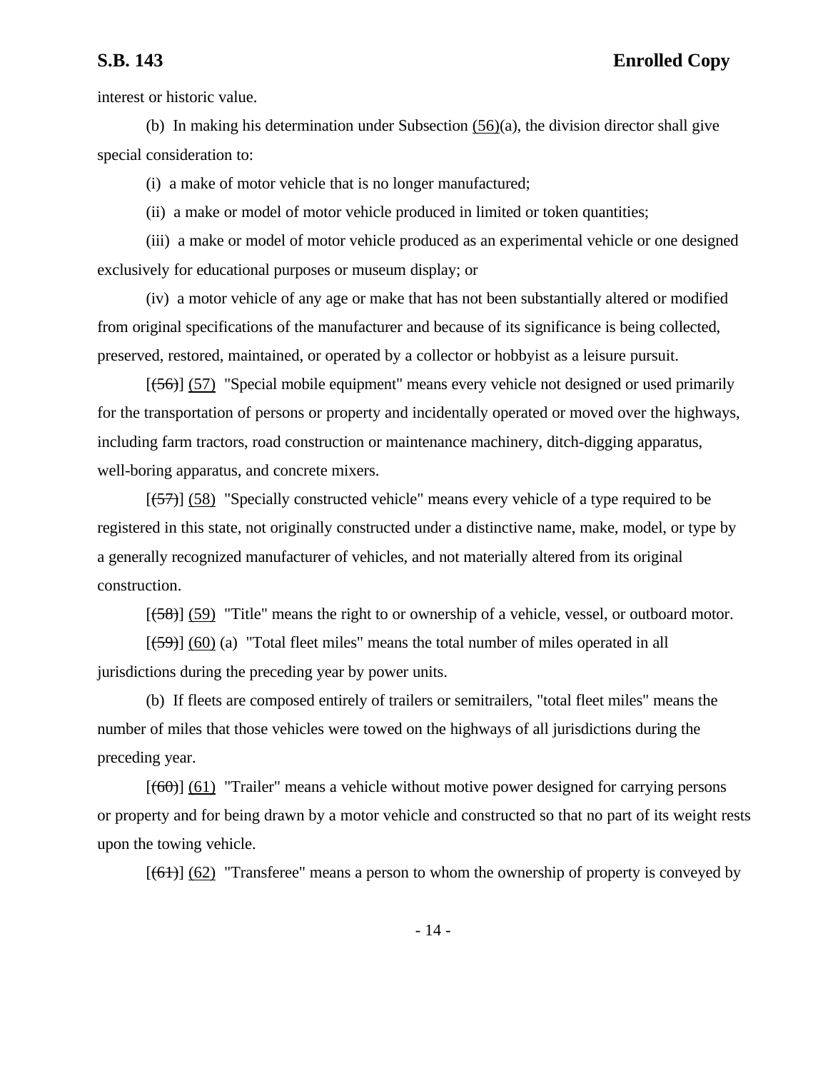interest or historic value.

(b) In making his determination under Subsection (56)(a), the division director shall give special consideration to:

(i) a make of motor vehicle that is no longer manufactured;

(ii) a make or model of motor vehicle produced in limited or token quantities;

(iii) a make or model of motor vehicle produced as an experimental vehicle or one designed exclusively for educational purposes or museum display; or

(iv) a motor vehicle of any age or make that has not been substantially altered or modified from original specifications of the manufacturer and because of its significance is being collected, preserved, restored, maintained, or operated by a collector or hobbyist as a leisure pursuit.

[~~(56)~~] (57) "Special mobile equipment" means every vehicle not designed or used primarily for the transportation of persons or property and incidentally operated or moved over the highways, including farm tractors, road construction or maintenance machinery, ditch-digging apparatus, well-boring apparatus, and concrete mixers.

[~~(57)~~] (58) "Specially constructed vehicle" means every vehicle of a type required to be registered in this state, not originally constructed under a distinctive name, make, model, or type by a generally recognized manufacturer of vehicles, and not materially altered from its original construction.

[~~(58)~~] (59) "Title" means the right to or ownership of a vehicle, vessel, or outboard motor.

[~~(59)~~] (60) (a) "Total fleet miles" means the total number of miles operated in all jurisdictions during the preceding year by power units.

(b) If fleets are composed entirely of trailers or semitrailers, "total fleet miles" means the number of miles that those vehicles were towed on the highways of all jurisdictions during the preceding year.

[~~(60)~~] (61) "Trailer" means a vehicle without motive power designed for carrying persons or property and for being drawn by a motor vehicle and constructed so that no part of its weight rests upon the towing vehicle.

[~~(61)~~] (62) "Transferee" means a person to whom the ownership of property is conveyed by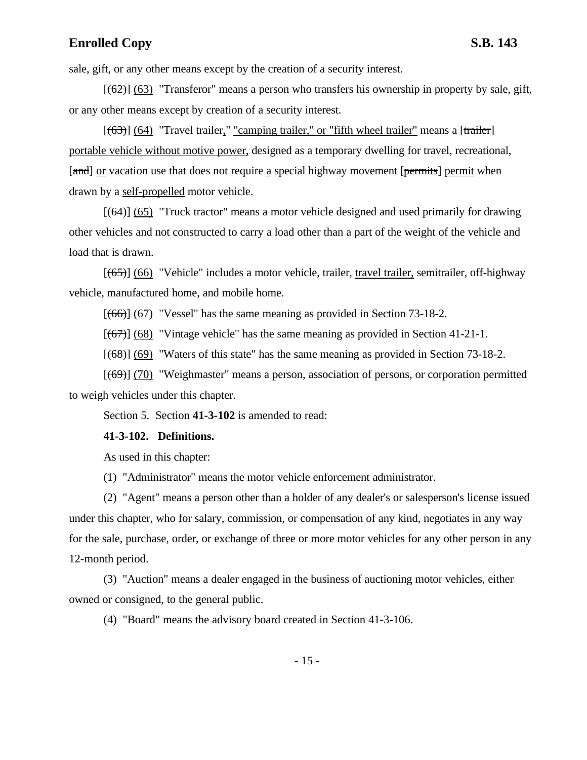sale, gift, or any other means except by the creation of a security interest.

[(62)] (63) "Transferor" means a person who transfers his ownership in property by sale, gift, or any other means except by creation of a security interest.

[(63)] (64) "Travel trailer," "camping trailer," or "fifth wheel trailer" means a [trailer] portable vehicle without motive power, designed as a temporary dwelling for travel, recreational, [and] or vacation use that does not require a special highway movement [permits] permit when drawn by a self-propelled motor vehicle.

[(64)] (65) "Truck tractor" means a motor vehicle designed and used primarily for drawing other vehicles and not constructed to carry a load other than a part of the weight of the vehicle and load that is drawn.

[(65)] (66) "Vehicle" includes a motor vehicle, trailer, travel trailer, semitrailer, off-highway vehicle, manufactured home, and mobile home.

[(66)] (67) "Vessel" has the same meaning as provided in Section 73-18-2.

[(67)] (68) "Vintage vehicle" has the same meaning as provided in Section 41-21-1.

[(68)] (69) "Waters of this state" has the same meaning as provided in Section 73-18-2.

[(69)] (70) "Weighmaster" means a person, association of persons, or corporation permitted to weigh vehicles under this chapter.

Section 5. Section **41-3-102** is amended to read:

**41-3-102. Definitions.**

As used in this chapter:

(1) "Administrator" means the motor vehicle enforcement administrator.

(2) "Agent" means a person other than a holder of any dealer's or salesperson's license issued under this chapter, who for salary, commission, or compensation of any kind, negotiates in any way for the sale, purchase, order, or exchange of three or more motor vehicles for any other person in any 12-month period.

(3) "Auction" means a dealer engaged in the business of auctioning motor vehicles, either owned or consigned, to the general public.

(4) "Board" means the advisory board created in Section 41-3-106.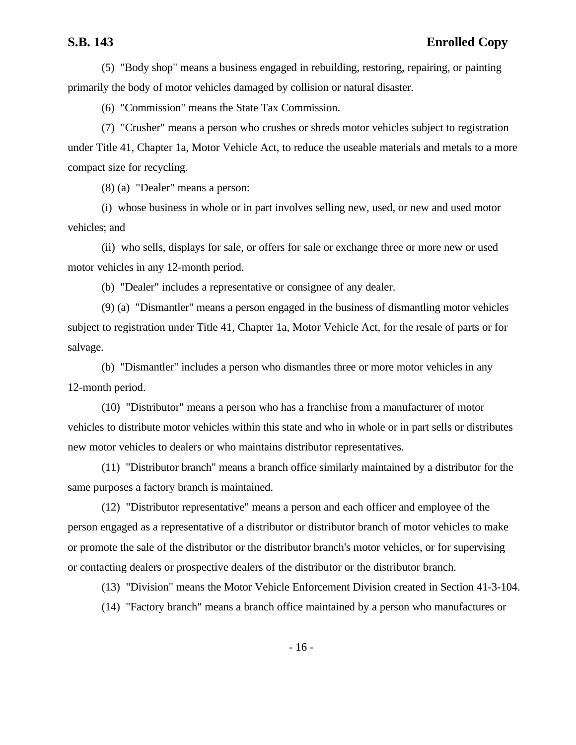(5) "Body shop" means a business engaged in rebuilding, restoring, repairing, or painting primarily the body of motor vehicles damaged by collision or natural disaster.

(6) "Commission" means the State Tax Commission.

(7) "Crusher" means a person who crushes or shreds motor vehicles subject to registration under Title 41, Chapter 1a, Motor Vehicle Act, to reduce the useable materials and metals to a more compact size for recycling.

(8) (a) "Dealer" means a person:

(i) whose business in whole or in part involves selling new, used, or new and used motor vehicles; and

(ii) who sells, displays for sale, or offers for sale or exchange three or more new or used motor vehicles in any 12-month period.

(b) "Dealer" includes a representative or consignee of any dealer.

(9) (a) "Dismantler" means a person engaged in the business of dismantling motor vehicles subject to registration under Title 41, Chapter 1a, Motor Vehicle Act, for the resale of parts or for salvage.

(b) "Dismantler" includes a person who dismantles three or more motor vehicles in any 12-month period.

(10) "Distributor" means a person who has a franchise from a manufacturer of motor vehicles to distribute motor vehicles within this state and who in whole or in part sells or distributes new motor vehicles to dealers or who maintains distributor representatives.

(11) "Distributor branch" means a branch office similarly maintained by a distributor for the same purposes a factory branch is maintained.

(12) "Distributor representative" means a person and each officer and employee of the person engaged as a representative of a distributor or distributor branch of motor vehicles to make or promote the sale of the distributor or the distributor branch's motor vehicles, or for supervising or contacting dealers or prospective dealers of the distributor or the distributor branch.

(13) "Division" means the Motor Vehicle Enforcement Division created in Section 41-3-104.

(14) "Factory branch" means a branch office maintained by a person who manufactures or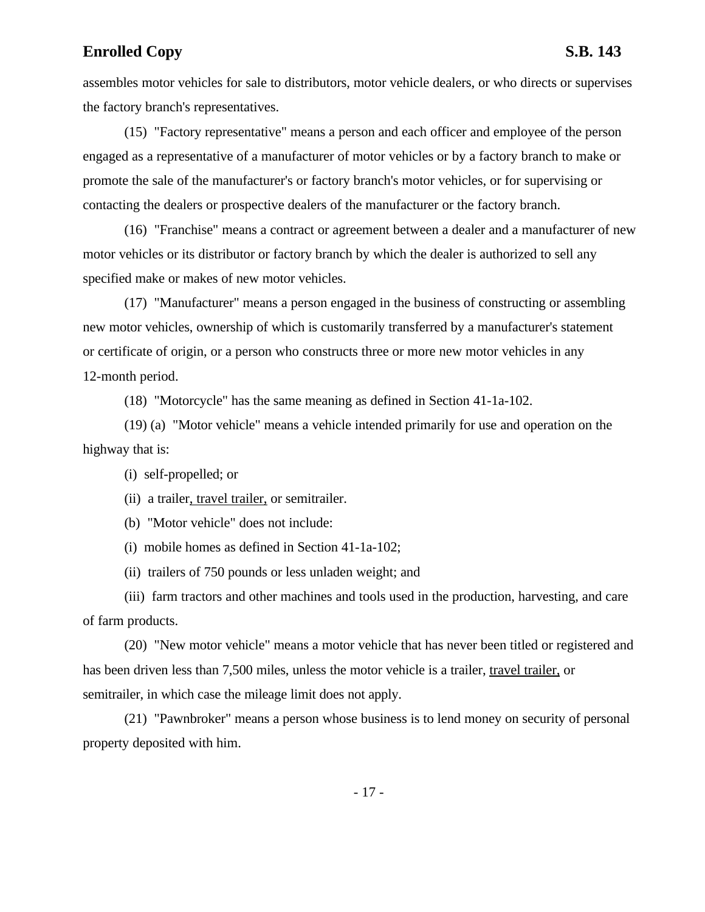assembles motor vehicles for sale to distributors, motor vehicle dealers, or who directs or supervises the factory branch's representatives.

(15) "Factory representative" means a person and each officer and employee of the person engaged as a representative of a manufacturer of motor vehicles or by a factory branch to make or promote the sale of the manufacturer's or factory branch's motor vehicles, or for supervising or contacting the dealers or prospective dealers of the manufacturer or the factory branch.

(16) "Franchise" means a contract or agreement between a dealer and a manufacturer of new motor vehicles or its distributor or factory branch by which the dealer is authorized to sell any specified make or makes of new motor vehicles.

(17) "Manufacturer" means a person engaged in the business of constructing or assembling new motor vehicles, ownership of which is customarily transferred by a manufacturer's statement or certificate of origin, or a person who constructs three or more new motor vehicles in any 12-month period.

(18) "Motorcycle" has the same meaning as defined in Section 41-1a-102.

(19) (a) "Motor vehicle" means a vehicle intended primarily for use and operation on the highway that is:

(i) self-propelled; or

(ii) a trailer<u>, travel trailer,</u> or semitrailer.

(b) "Motor vehicle" does not include:

(i) mobile homes as defined in Section 41-1a-102;

(ii) trailers of 750 pounds or less unladen weight; and

(iii) farm tractors and other machines and tools used in the production, harvesting, and care of farm products.

(20) "New motor vehicle" means a motor vehicle that has never been titled or registered and has been driven less than 7,500 miles, unless the motor vehicle is a trailer, <u>travel trailer,</u> or semitrailer, in which case the mileage limit does not apply.

(21) "Pawnbroker" means a person whose business is to lend money on security of personal property deposited with him.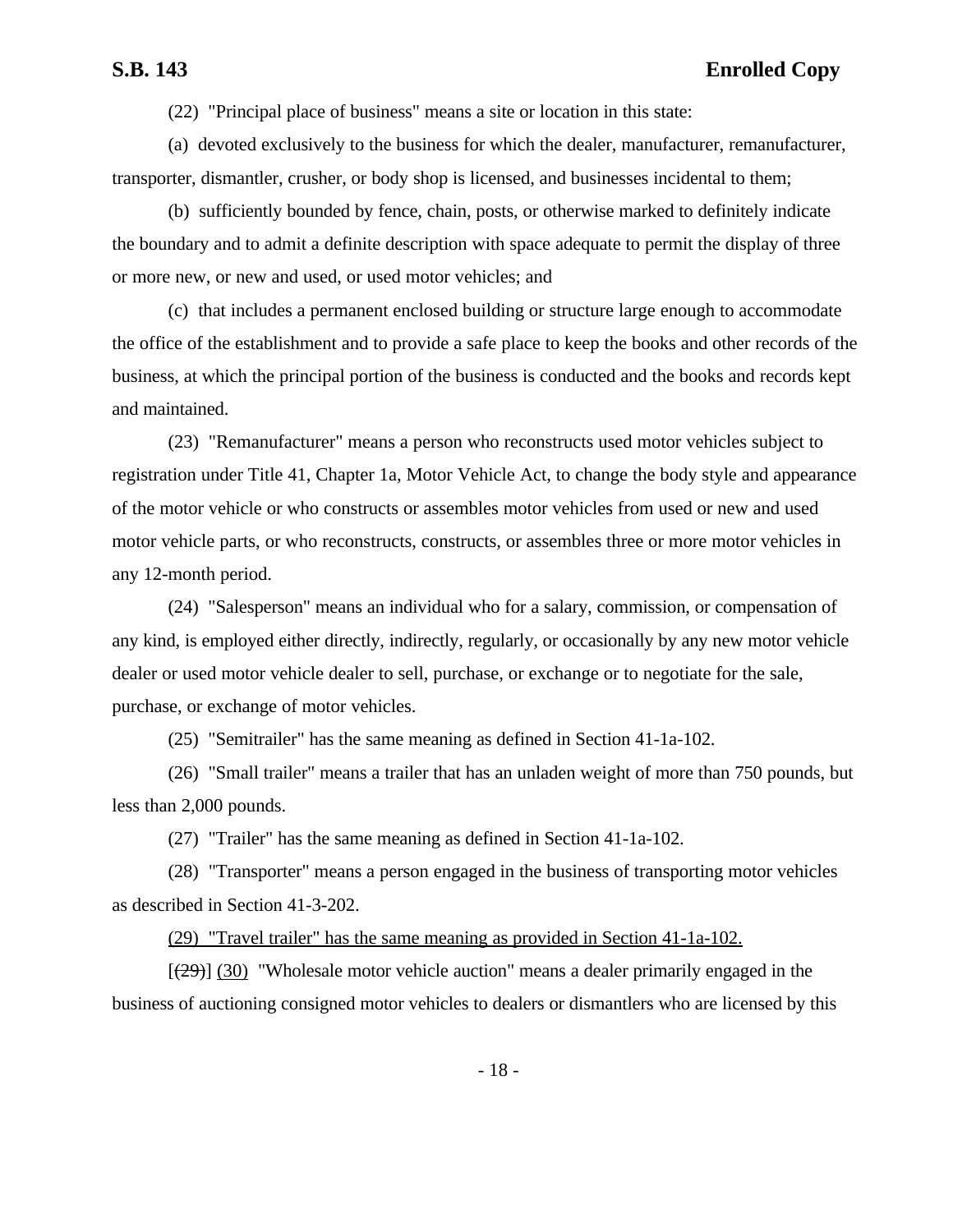(22) "Principal place of business" means a site or location in this state:

(a) devoted exclusively to the business for which the dealer, manufacturer, remanufacturer, transporter, dismantler, crusher, or body shop is licensed, and businesses incidental to them;

(b) sufficiently bounded by fence, chain, posts, or otherwise marked to definitely indicate the boundary and to admit a definite description with space adequate to permit the display of three or more new, or new and used, or used motor vehicles; and

(c) that includes a permanent enclosed building or structure large enough to accommodate the office of the establishment and to provide a safe place to keep the books and other records of the business, at which the principal portion of the business is conducted and the books and records kept and maintained.

(23) "Remanufacturer" means a person who reconstructs used motor vehicles subject to registration under Title 41, Chapter 1a, Motor Vehicle Act, to change the body style and appearance of the motor vehicle or who constructs or assembles motor vehicles from used or new and used motor vehicle parts, or who reconstructs, constructs, or assembles three or more motor vehicles in any 12-month period.

(24) "Salesperson" means an individual who for a salary, commission, or compensation of any kind, is employed either directly, indirectly, regularly, or occasionally by any new motor vehicle dealer or used motor vehicle dealer to sell, purchase, or exchange or to negotiate for the sale, purchase, or exchange of motor vehicles.

(25) "Semitrailer" has the same meaning as defined in Section 41-1a-102.

(26) "Small trailer" means a trailer that has an unladen weight of more than 750 pounds, but less than 2,000 pounds.

(27) "Trailer" has the same meaning as defined in Section 41-1a-102.

(28) "Transporter" means a person engaged in the business of transporting motor vehicles as described in Section 41-3-202.

<u>(29) "Travel trailer" has the same meaning as provided in Section 41-1a-102.</u>

[~~(29)~~] <u>(30)</u> "Wholesale motor vehicle auction" means a dealer primarily engaged in the business of auctioning consigned motor vehicles to dealers or dismantlers who are licensed by this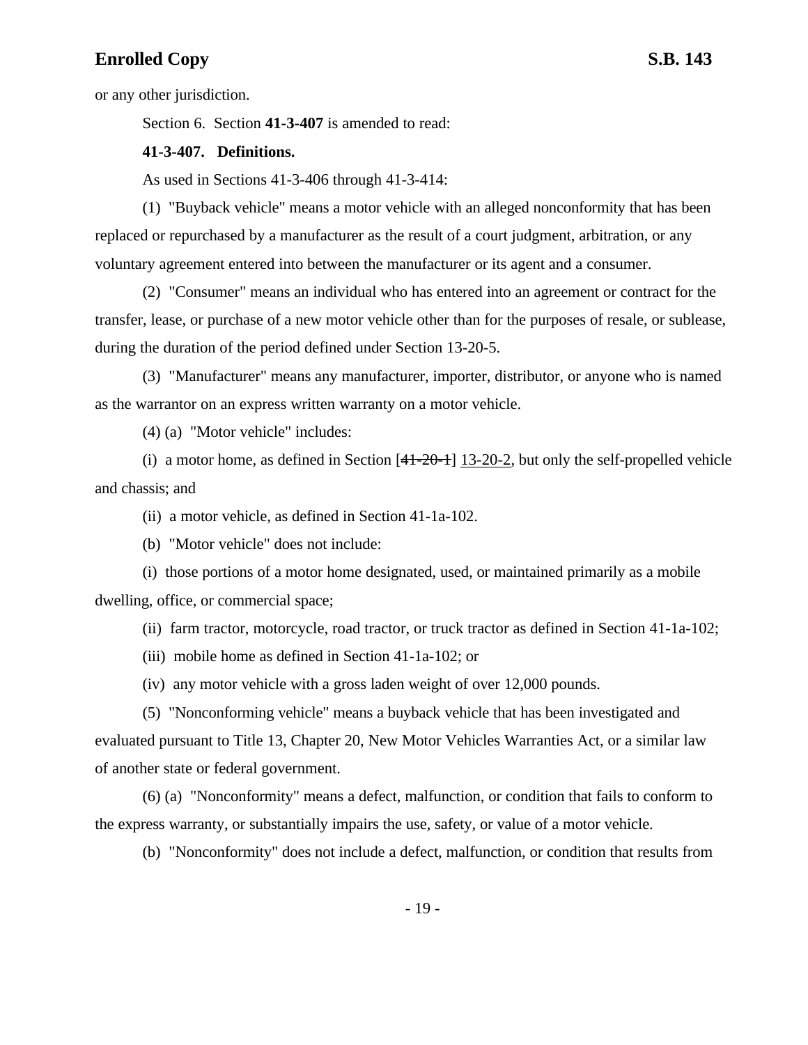or any other jurisdiction.

Section 6. Section **41-3-407** is amended to read:

**41-3-407. Definitions.**

As used in Sections 41-3-406 through 41-3-414:

(1) "Buyback vehicle" means a motor vehicle with an alleged nonconformity that has been replaced or repurchased by a manufacturer as the result of a court judgment, arbitration, or any voluntary agreement entered into between the manufacturer or its agent and a consumer.

(2) "Consumer" means an individual who has entered into an agreement or contract for the transfer, lease, or purchase of a new motor vehicle other than for the purposes of resale, or sublease, during the duration of the period defined under Section 13-20-5.

(3) "Manufacturer" means any manufacturer, importer, distributor, or anyone who is named as the warrantor on an express written warranty on a motor vehicle.

(4) (a) "Motor vehicle" includes:

(i) a motor home, as defined in Section [~~41-20-1~~] <u>13-20-2</u>, but only the self-propelled vehicle and chassis; and

(ii) a motor vehicle, as defined in Section 41-1a-102.

(b) "Motor vehicle" does not include:

(i) those portions of a motor home designated, used, or maintained primarily as a mobile dwelling, office, or commercial space;

(ii) farm tractor, motorcycle, road tractor, or truck tractor as defined in Section 41-1a-102;

(iii) mobile home as defined in Section 41-1a-102; or

(iv) any motor vehicle with a gross laden weight of over 12,000 pounds.

(5) "Nonconforming vehicle" means a buyback vehicle that has been investigated and evaluated pursuant to Title 13, Chapter 20, New Motor Vehicles Warranties Act, or a similar law of another state or federal government.

(6) (a) "Nonconformity" means a defect, malfunction, or condition that fails to conform to the express warranty, or substantially impairs the use, safety, or value of a motor vehicle.

(b) "Nonconformity" does not include a defect, malfunction, or condition that results from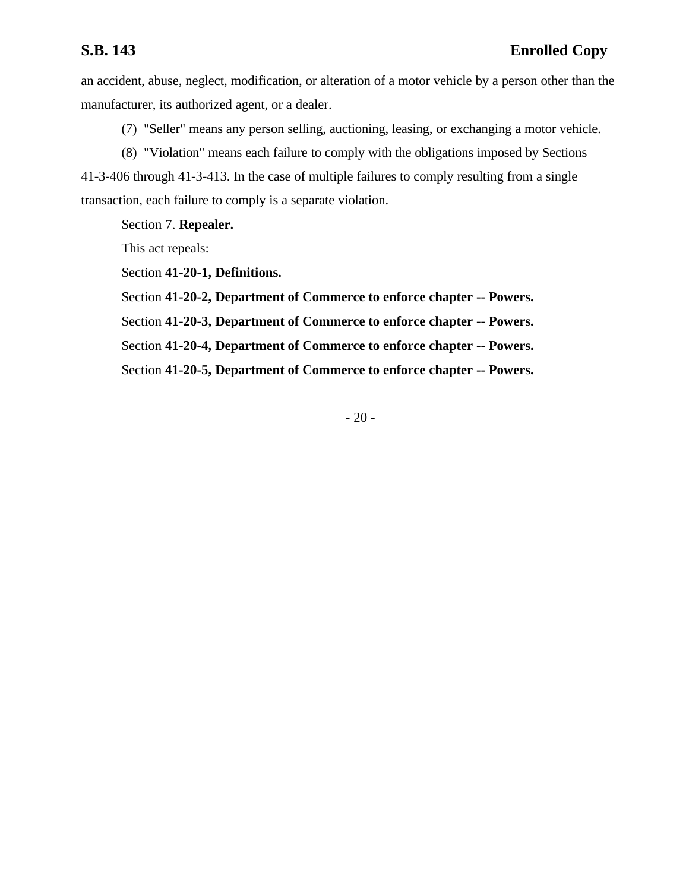an accident, abuse, neglect, modification, or alteration of a motor vehicle by a person other than the manufacturer, its authorized agent, or a dealer.

(7) "Seller" means any person selling, auctioning, leasing, or exchanging a motor vehicle.

(8) "Violation" means each failure to comply with the obligations imposed by Sections 41-3-406 through 41-3-413. In the case of multiple failures to comply resulting from a single transaction, each failure to comply is a separate violation.

Section 7. **Repealer.**

This act repeals:

Section **41-20-1, Definitions.**

Section **41-20-2, Department of Commerce to enforce chapter -- Powers.**

Section **41-20-3, Department of Commerce to enforce chapter -- Powers.**

Section **41-20-4, Department of Commerce to enforce chapter -- Powers.**

Section **41-20-5, Department of Commerce to enforce chapter -- Powers.**